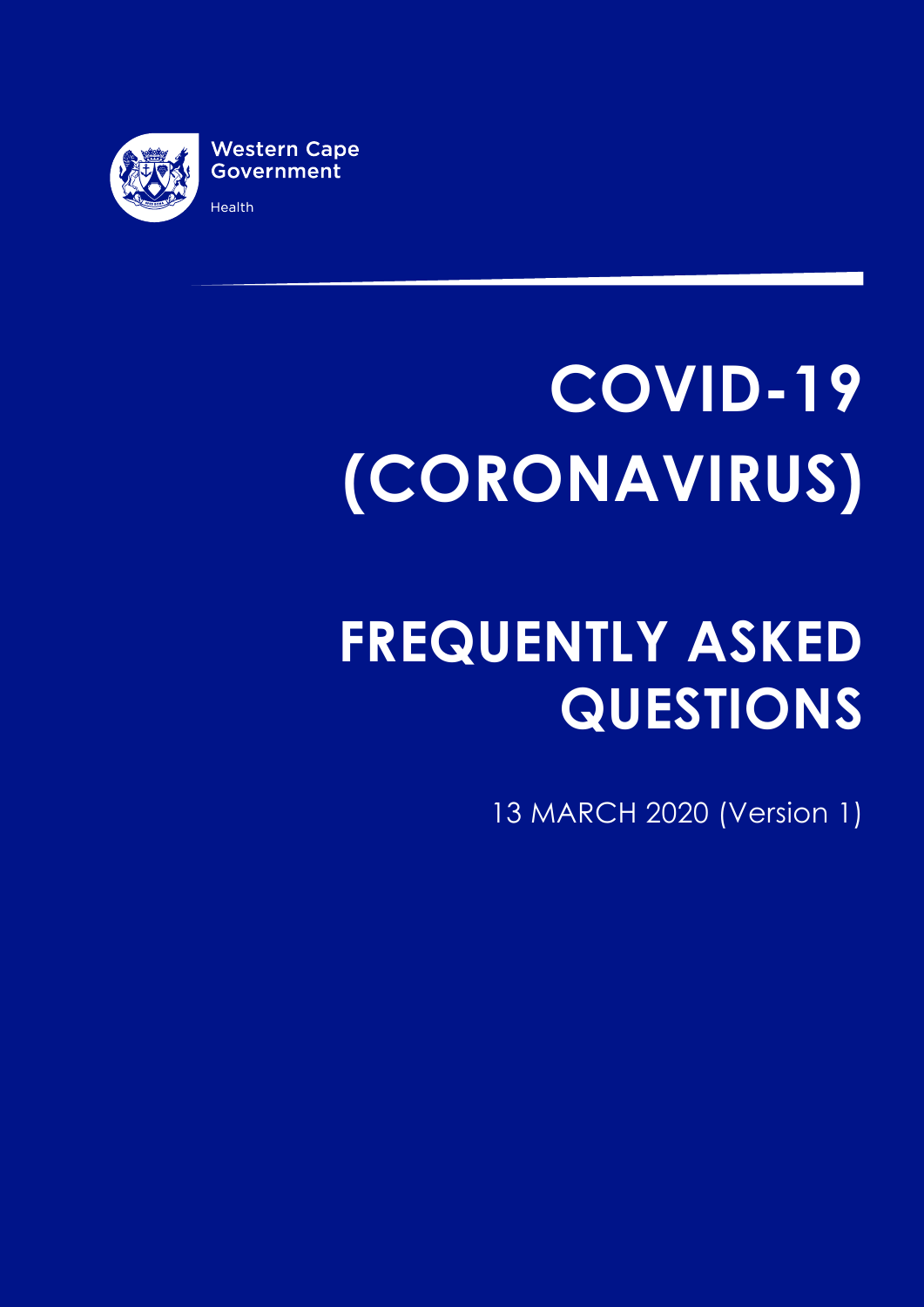Western Cape Government

Health

# COVID-19 (CORONAVIRUS)

# FREQUENTLY ASKED QUESTIONS

13 MARCH 2020 (Version 1)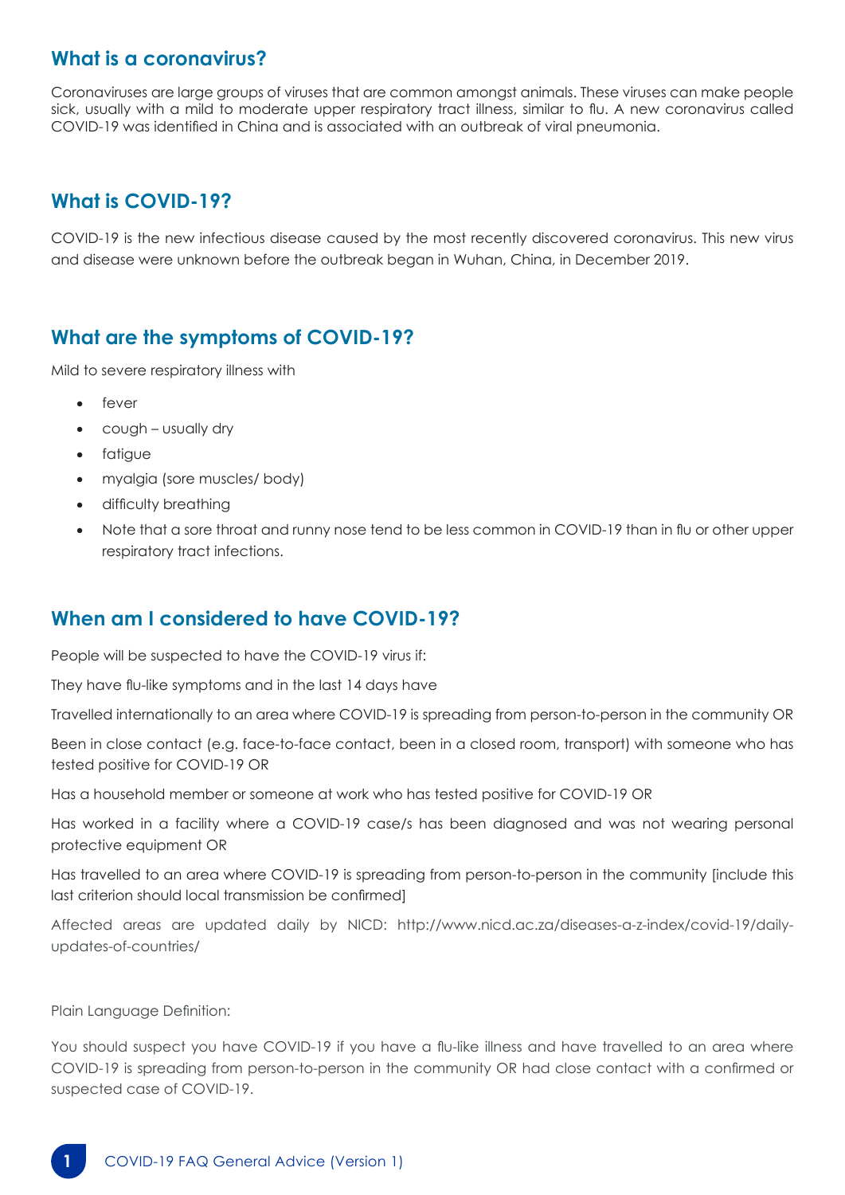## What is a coronavirus?

Coronaviruses are large groups of viruses that are common amongst animals. These viruses can make people sick, usually with a mild to moderate upper respiratory tract illness, similar to flu. A new coronavirus called COVID-19 was identified in China and is associated with an outbreak of viral pneumonia.

## What is COVID-19?

COVID-19 is the new infectious disease caused by the most recently discovered coronavirus. This new virus and disease were unknown before the outbreak began in Wuhan, China, in December 2019.

## What are the symptoms of COVID-19?

Mild to severe respiratory illness with

- fever
- cough – usually dry
- fatigue
- myalgia (sore muscles/ body)
- difficulty breathing
- Note that a sore throat and runny nose tend to be less common in COVID-19 than in flu or other upper respiratory tract infections.

## When am I considered to have COVID-19?

People will be suspected to have the COVID-19 virus if:

They have flu-like symptoms and in the last 14 days have

Travelled internationally to an area where COVID-19 is spreading from person-to-person in the community OR

Been in close contact (e.g. face-to-face contact, been in a closed room, transport) with someone who has tested positive for COVID-19 OR

Has a household member or someone at work who has tested positive for COVID-19 OR

Has worked in a facility where a COVID-19 case/s has been diagnosed and was not wearing personal protective equipment OR

Has travelled to an area where COVID-19 is spreading from person-to-person in the community [include this last criterion should local transmission be confirmed]

Affected areas are updated daily by NICD: http://www.nicd.ac.za/diseases-a-z-index/covid-19/daily-updates-of-countries/

Plain Language Definition:

You should suspect you have COVID-19 if you have a flu-like illness and have travelled to an area where COVID-19 is spreading from person-to-person in the community OR had close contact with a confirmed or suspected case of COVID-19.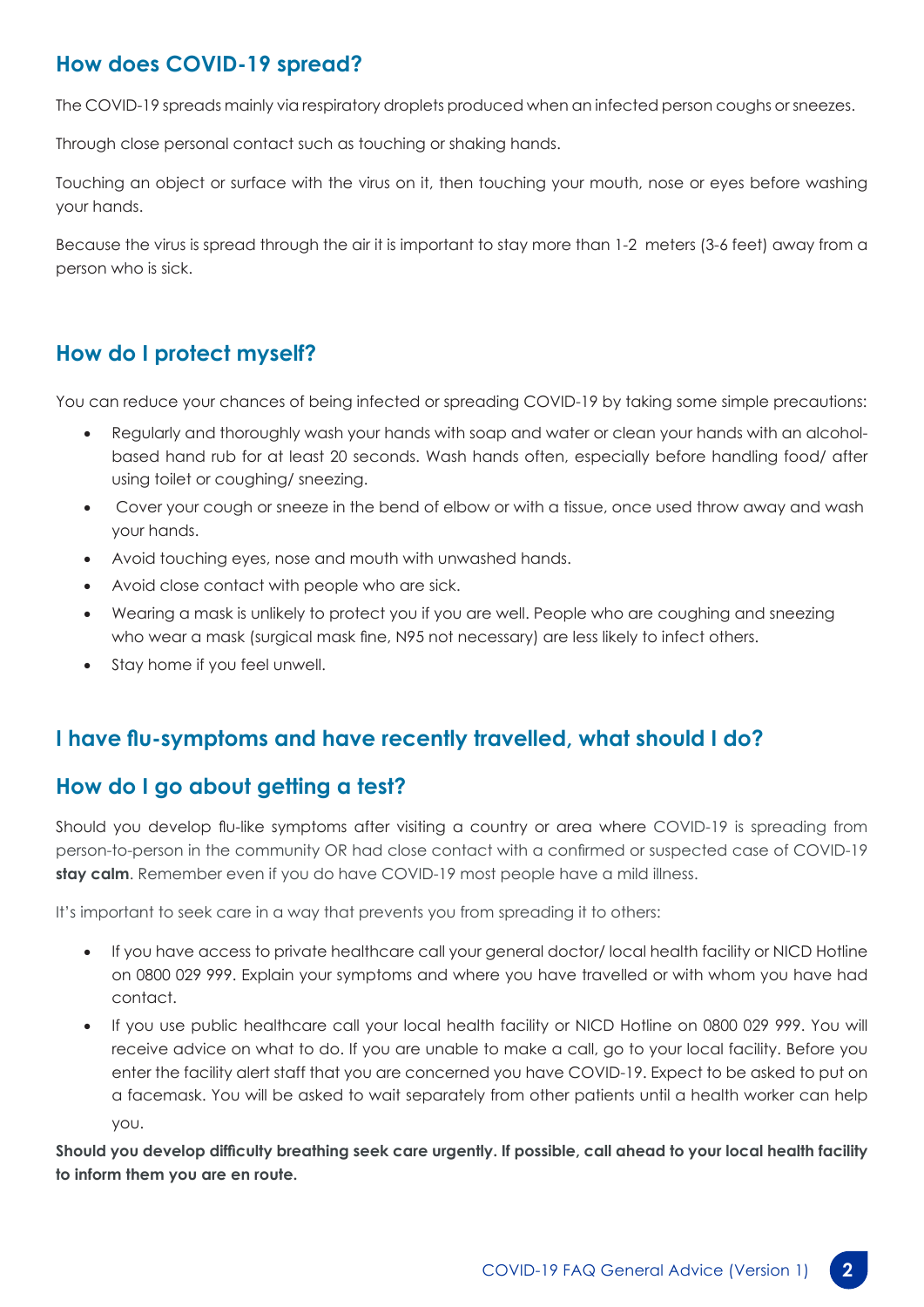## How does COVID-19 spread?

The COVID-19 spreads mainly via respiratory droplets produced when an infected person coughs or sneezes.

Through close personal contact such as touching or shaking hands.

Touching an object or surface with the virus on it, then touching your mouth, nose or eyes before washing your hands.

Because the virus is spread through the air it is important to stay more than 1-2 meters (3-6 feet) away from a person who is sick.

## How do I protect myself?

You can reduce your chances of being infected or spreading COVID-19 by taking some simple precautions:

- Regularly and thoroughly wash your hands with soap and water or clean your hands with an alcohol-based hand rub for at least 20 seconds. Wash hands often, especially before handling food/ after using toilet or coughing/ sneezing.
- Cover your cough or sneeze in the bend of elbow or with a tissue, once used throw away and wash your hands.
- Avoid touching eyes, nose and mouth with unwashed hands.
- Avoid close contact with people who are sick.
- Wearing a mask is unlikely to protect you if you are well. People who are coughing and sneezing who wear a mask (surgical mask fine, N95 not necessary) are less likely to infect others.
- Stay home if you feel unwell.

## I have flu-symptoms and have recently travelled, what should I do?

## How do I go about getting a test?

Should you develop flu-like symptoms after visiting a country or area where COVID-19 is spreading from person-to-person in the community OR had close contact with a confirmed or suspected case of COVID-19 **stay calm**. Remember even if you do have COVID-19 most people have a mild illness.

It's important to seek care in a way that prevents you from spreading it to others:

- If you have access to private healthcare call your general doctor/ local health facility or NICD Hotline on 0800 029 999. Explain your symptoms and where you have travelled or with whom you have had contact.
- If you use public healthcare call your local health facility or NICD Hotline on 0800 029 999. You will receive advice on what to do. If you are unable to make a call, go to your local facility. Before you enter the facility alert staff that you are concerned you have COVID-19. Expect to be asked to put on a facemask. You will be asked to wait separately from other patients until a health worker can help you.

**Should you develop difficulty breathing seek care urgently. If possible, call ahead to your local health facility to inform them you are en route.**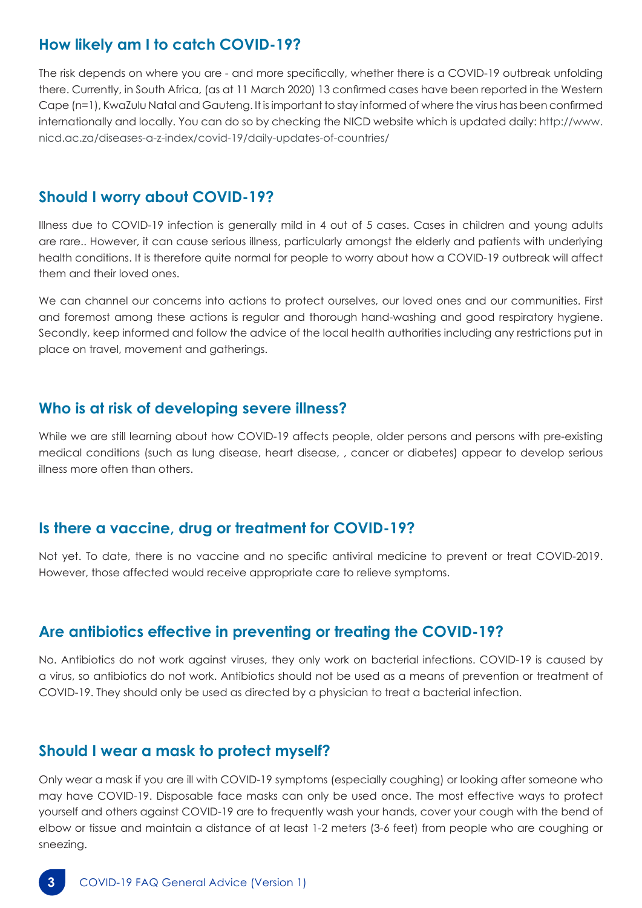## How likely am I to catch COVID-19?

The risk depends on where you are - and more specifically, whether there is a COVID-19 outbreak unfolding there. Currently, in South Africa, (as at 11 March 2020) 13 confirmed cases have been reported in the Western Cape (n=1), KwaZulu Natal and Gauteng. It is important to stay informed of where the virus has been confirmed internationally and locally. You can do so by checking the NICD website which is updated daily: http://www.nicd.ac.za/diseases-a-z-index/covid-19/daily-updates-of-countries/

## Should I worry about COVID-19?

Illness due to COVID-19 infection is generally mild in 4 out of 5 cases. Cases in children and young adults are rare.. However, it can cause serious illness, particularly amongst the elderly and patients with underlying health conditions. It is therefore quite normal for people to worry about how a COVID-19 outbreak will affect them and their loved ones.

We can channel our concerns into actions to protect ourselves, our loved ones and our communities. First and foremost among these actions is regular and thorough hand-washing and good respiratory hygiene. Secondly, keep informed and follow the advice of the local health authorities including any restrictions put in place on travel, movement and gatherings.

## Who is at risk of developing severe illness?

While we are still learning about how COVID-19 affects people, older persons and persons with pre-existing medical conditions (such as lung disease, heart disease, , cancer or diabetes) appear to develop serious illness more often than others.

## Is there a vaccine, drug or treatment for COVID-19?

Not yet. To date, there is no vaccine and no specific antiviral medicine to prevent or treat COVID-2019. However, those affected would receive appropriate care to relieve symptoms.

## Are antibiotics effective in preventing or treating the COVID-19?

No. Antibiotics do not work against viruses, they only work on bacterial infections. COVID-19 is caused by a virus, so antibiotics do not work. Antibiotics should not be used as a means of prevention or treatment of COVID-19. They should only be used as directed by a physician to treat a bacterial infection.

## Should I wear a mask to protect myself?

Only wear a mask if you are ill with COVID-19 symptoms (especially coughing) or looking after someone who may have COVID-19. Disposable face masks can only be used once. The most effective ways to protect yourself and others against COVID-19 are to frequently wash your hands, cover your cough with the bend of elbow or tissue and maintain a distance of at least 1-2 meters (3-6 feet) from people who are coughing or sneezing.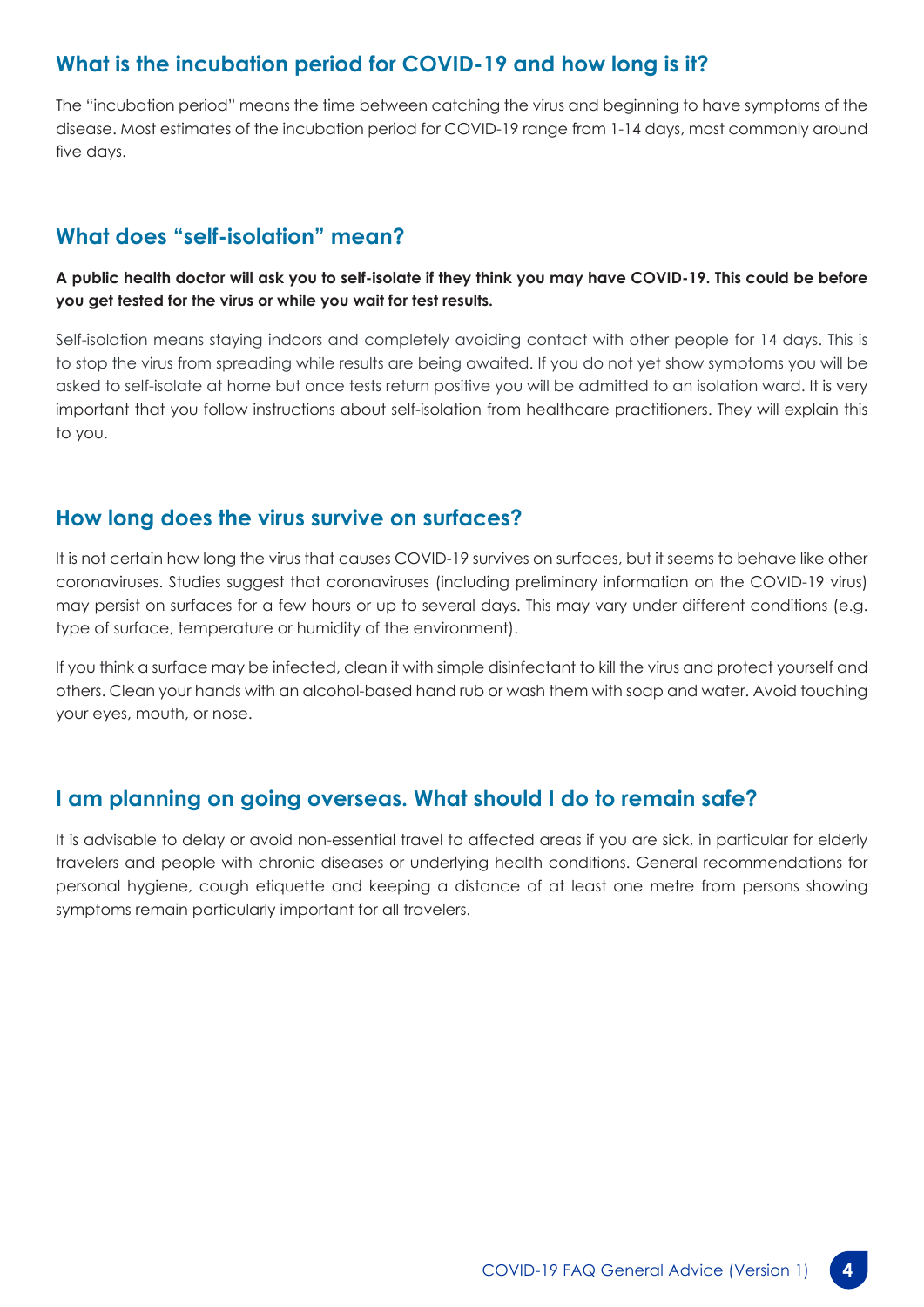## What is the incubation period for COVID-19 and how long is it?

The "incubation period" means the time between catching the virus and beginning to have symptoms of the disease. Most estimates of the incubation period for COVID-19 range from 1-14 days, most commonly around five days.

## What does "self-isolation" mean?

**A public health doctor will ask you to self-isolate if they think you may have COVID-19. This could be before you get tested for the virus or while you wait for test results.**

Self-isolation means staying indoors and completely avoiding contact with other people for 14 days. This is to stop the virus from spreading while results are being awaited. If you do not yet show symptoms you will be asked to self-isolate at home but once tests return positive you will be admitted to an isolation ward. It is very important that you follow instructions about self-isolation from healthcare practitioners. They will explain this to you.

## How long does the virus survive on surfaces?

It is not certain how long the virus that causes COVID-19 survives on surfaces, but it seems to behave like other coronaviruses. Studies suggest that coronaviruses (including preliminary information on the COVID-19 virus) may persist on surfaces for a few hours or up to several days. This may vary under different conditions (e.g. type of surface, temperature or humidity of the environment).

If you think a surface may be infected, clean it with simple disinfectant to kill the virus and protect yourself and others. Clean your hands with an alcohol-based hand rub or wash them with soap and water. Avoid touching your eyes, mouth, or nose.

## I am planning on going overseas. What should I do to remain safe?

It is advisable to delay or avoid non-essential travel to affected areas if you are sick, in particular for elderly travelers and people with chronic diseases or underlying health conditions. General recommendations for personal hygiene, cough etiquette and keeping a distance of at least one metre from persons showing symptoms remain particularly important for all travelers.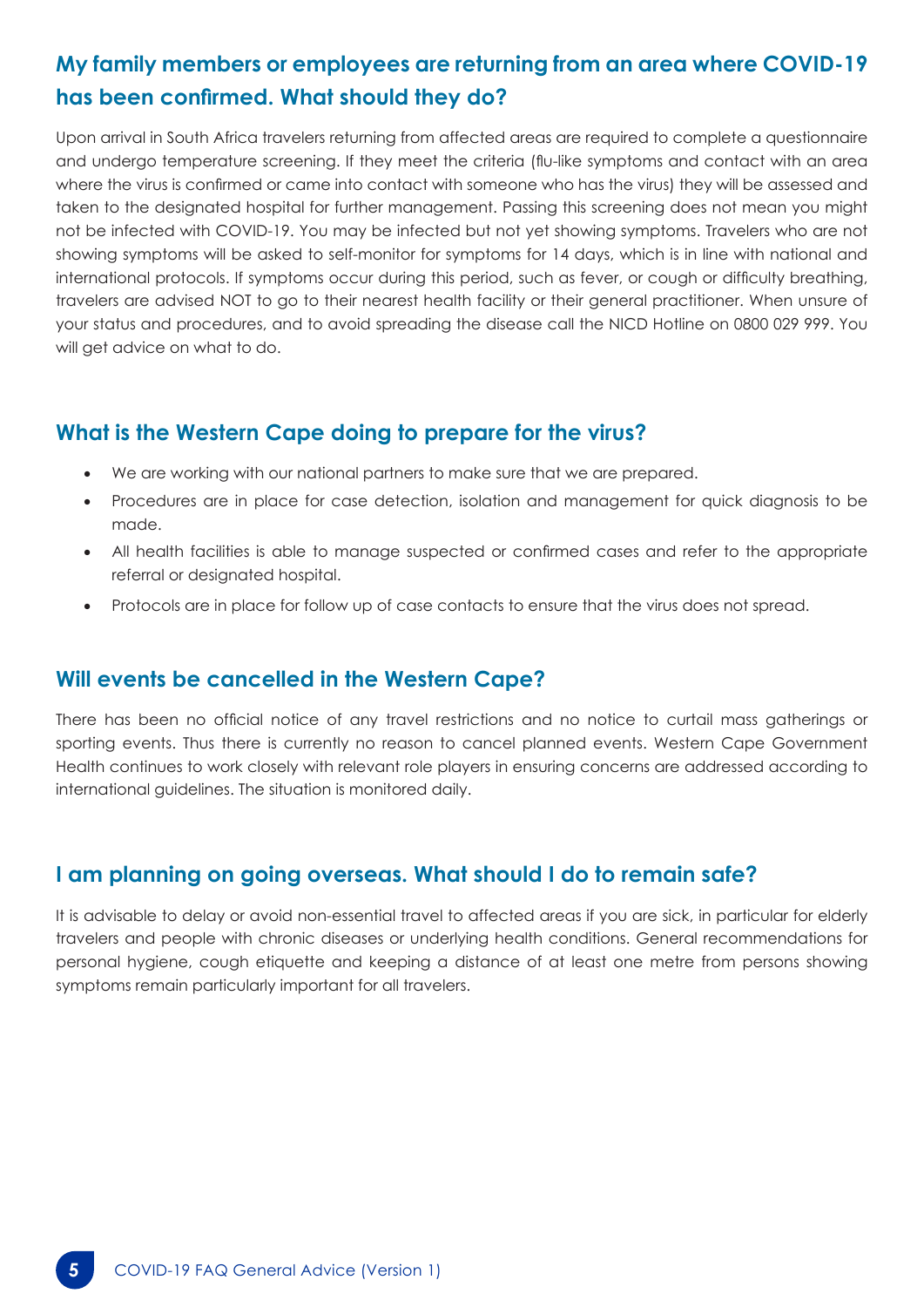## My family members or employees are returning from an area where COVID-19 has been confirmed. What should they do?

Upon arrival in South Africa travelers returning from affected areas are required to complete a questionnaire and undergo temperature screening. If they meet the criteria (flu-like symptoms and contact with an area where the virus is confirmed or came into contact with someone who has the virus) they will be assessed and taken to the designated hospital for further management. Passing this screening does not mean you might not be infected with COVID-19. You may be infected but not yet showing symptoms. Travelers who are not showing symptoms will be asked to self-monitor for symptoms for 14 days, which is in line with national and international protocols. If symptoms occur during this period, such as fever, or cough or difficulty breathing, travelers are advised NOT to go to their nearest health facility or their general practitioner. When unsure of your status and procedures, and to avoid spreading the disease call the NICD Hotline on 0800 029 999. You will get advice on what to do.

## What is the Western Cape doing to prepare for the virus?

- We are working with our national partners to make sure that we are prepared.
- Procedures are in place for case detection, isolation and management for quick diagnosis to be made.
- All health facilities is able to manage suspected or confirmed cases and refer to the appropriate referral or designated hospital.
- Protocols are in place for follow up of case contacts to ensure that the virus does not spread.

## Will events be cancelled in the Western Cape?

There has been no official notice of any travel restrictions and no notice to curtail mass gatherings or sporting events. Thus there is currently no reason to cancel planned events. Western Cape Government Health continues to work closely with relevant role players in ensuring concerns are addressed according to international guidelines. The situation is monitored daily.

## I am planning on going overseas. What should I do to remain safe?

It is advisable to delay or avoid non-essential travel to affected areas if you are sick, in particular for elderly travelers and people with chronic diseases or underlying health conditions. General recommendations for personal hygiene, cough etiquette and keeping a distance of at least one metre from persons showing symptoms remain particularly important for all travelers.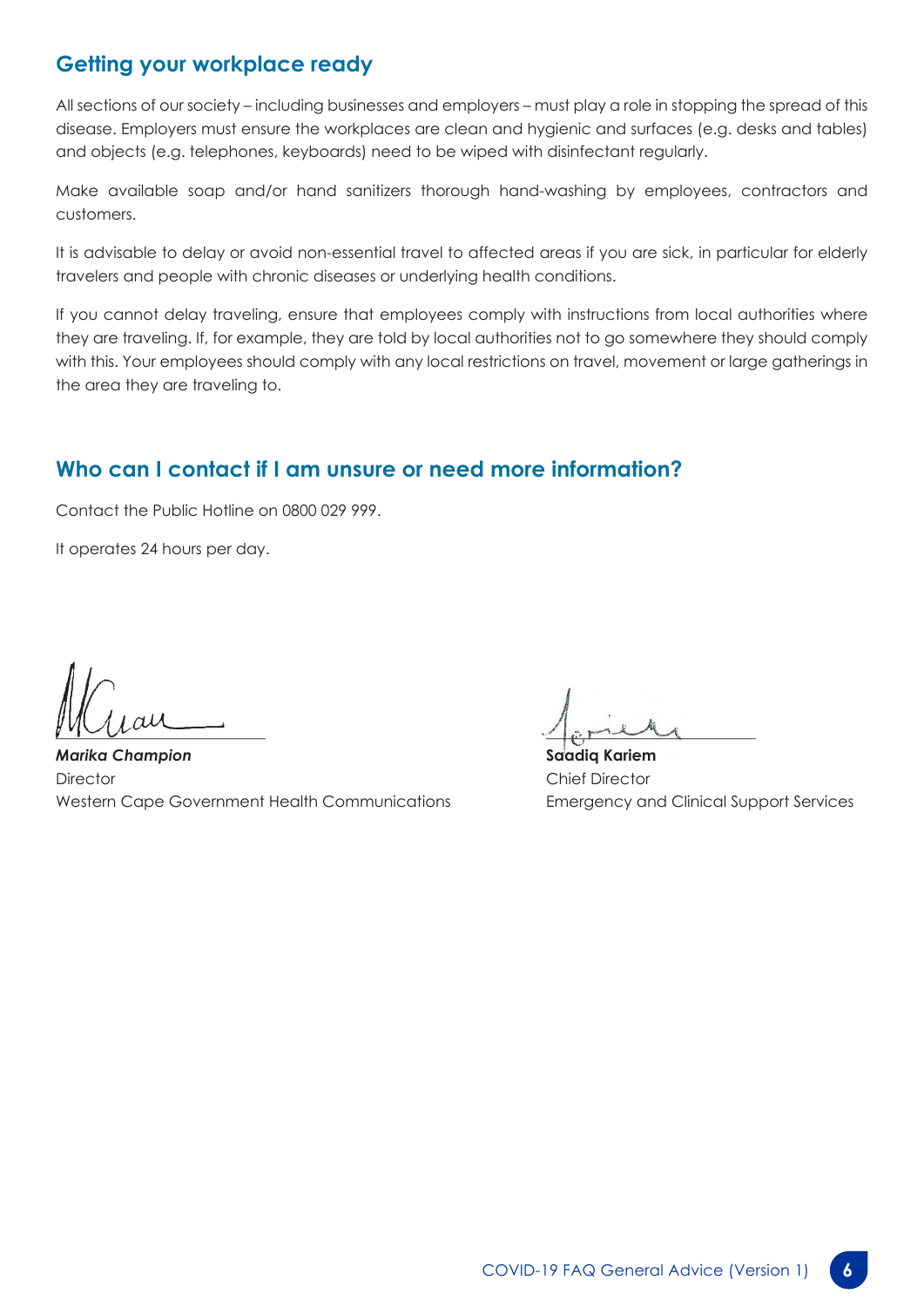## Getting your workplace ready

All sections of our society – including businesses and employers – must play a role in stopping the spread of this disease. Employers must ensure the workplaces are clean and hygienic and surfaces (e.g. desks and tables) and objects (e.g. telephones, keyboards) need to be wiped with disinfectant regularly.

Make available soap and/or hand sanitizers thorough hand-washing by employees, contractors and customers.

It is advisable to delay or avoid non-essential travel to affected areas if you are sick, in particular for elderly travelers and people with chronic diseases or underlying health conditions.

If you cannot delay traveling, ensure that employees comply with instructions from local authorities where they are traveling. If, for example, they are told by local authorities not to go somewhere they should comply with this. Your employees should comply with any local restrictions on travel, movement or large gatherings in the area they are traveling to.

## Who can I contact if I am unsure or need more information?

Contact the Public Hotline on 0800 029 999.

It operates 24 hours per day.

***Marika Champion***
Director
Western Cape Government Health Communications

**Saadiq Kariem**
Chief Director
Emergency and Clinical Support Services

COVID-19 FAQ General Advice (Version 1)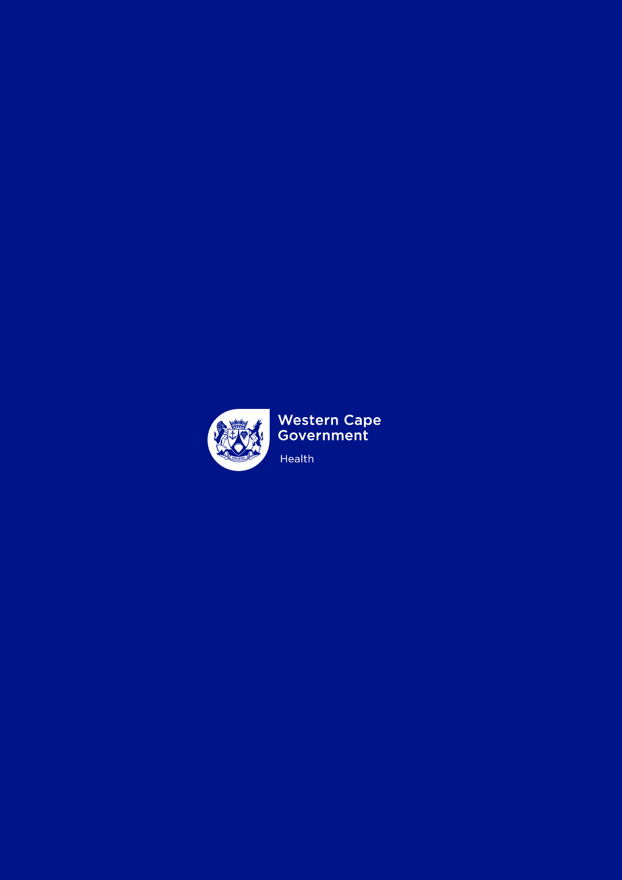Western Cape Government

Health